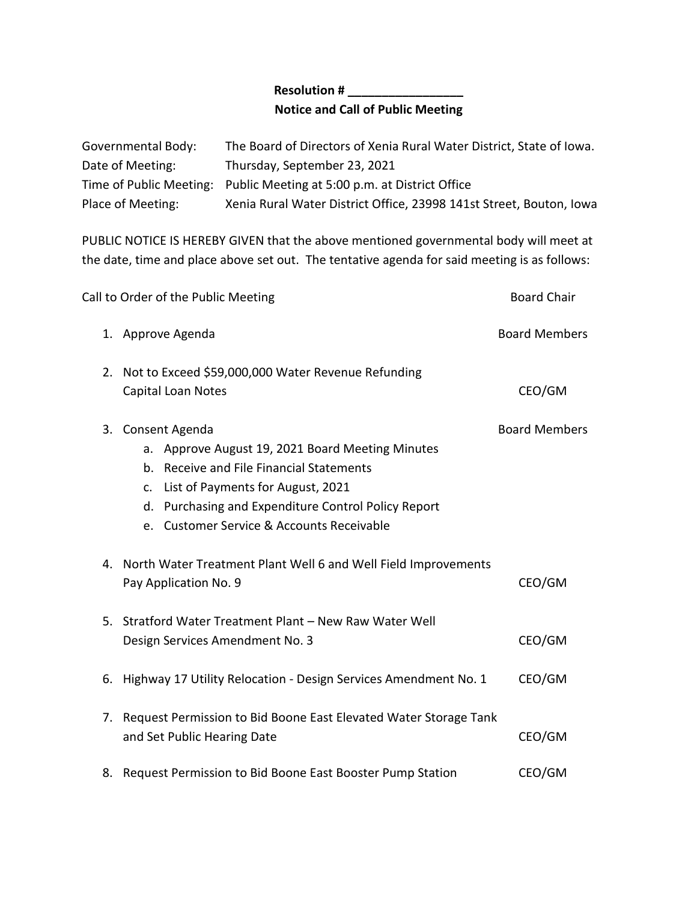**Resolution # _________________**

**Notice and Call of Public Meeting**

| | |
|---|---|
| Governmental Body: | The Board of Directors of Xenia Rural Water District, State of Iowa. |
| Date of Meeting: | Thursday, September 23, 2021 |
| Time of Public Meeting: | Public Meeting at 5:00 p.m. at District Office |
| Place of Meeting: | Xenia Rural Water District Office, 23998 141st Street, Bouton, Iowa |

PUBLIC NOTICE IS HEREBY GIVEN that the above mentioned governmental body will meet at the date, time and place above set out. The tentative agenda for said meeting is as follows:

Call to Order of the Public Meeting — Board Chair

1. Approve Agenda — Board Members

2. Not to Exceed $59,000,000 Water Revenue Refunding Capital Loan Notes — CEO/GM

3. Consent Agenda — Board Members
   a. Approve August 19, 2021 Board Meeting Minutes
   b. Receive and File Financial Statements
   c. List of Payments for August, 2021
   d. Purchasing and Expenditure Control Policy Report
   e. Customer Service & Accounts Receivable

4. North Water Treatment Plant Well 6 and Well Field Improvements Pay Application No. 9 — CEO/GM

5. Stratford Water Treatment Plant – New Raw Water Well Design Services Amendment No. 3 — CEO/GM

6. Highway 17 Utility Relocation - Design Services Amendment No. 1 — CEO/GM

7. Request Permission to Bid Boone East Elevated Water Storage Tank and Set Public Hearing Date — CEO/GM

8. Request Permission to Bid Boone East Booster Pump Station — CEO/GM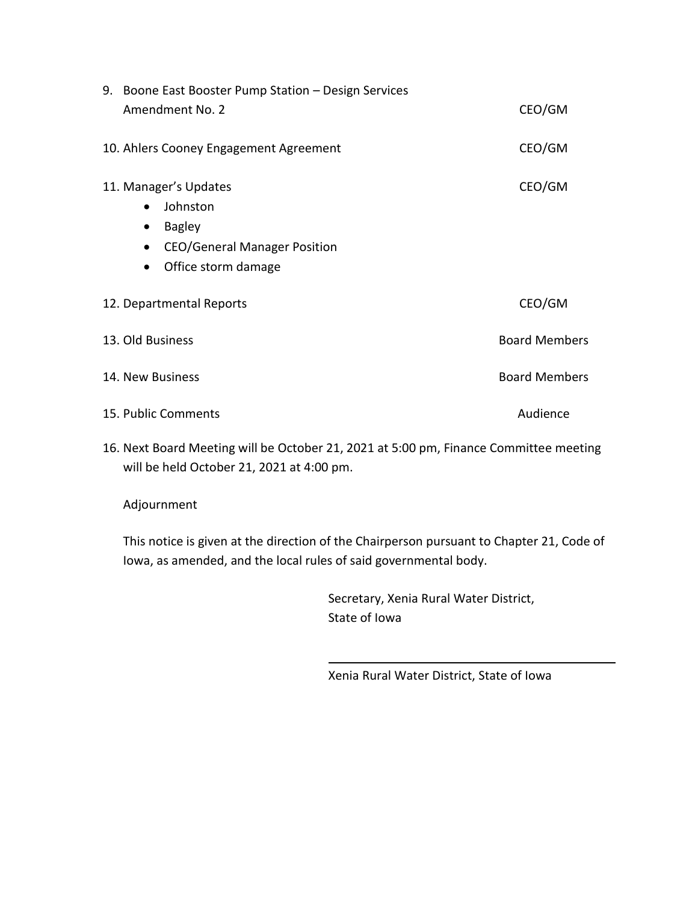9. Boone East Booster Pump Station – Design Services Amendment No. 2 — CEO/GM

10. Ahlers Cooney Engagement Agreement — CEO/GM

11. Manager's Updates — CEO/GM
    - Johnston
    - Bagley
    - CEO/General Manager Position
    - Office storm damage

12. Departmental Reports — CEO/GM

13. Old Business — Board Members

14. New Business — Board Members

15. Public Comments — Audience

16. Next Board Meeting will be October 21, 2021 at 5:00 pm, Finance Committee meeting will be held October 21, 2021 at 4:00 pm.

Adjournment

This notice is given at the direction of the Chairperson pursuant to Chapter 21, Code of Iowa, as amended, and the local rules of said governmental body.

Secretary, Xenia Rural Water District,
State of Iowa

______________________________________

Xenia Rural Water District, State of Iowa